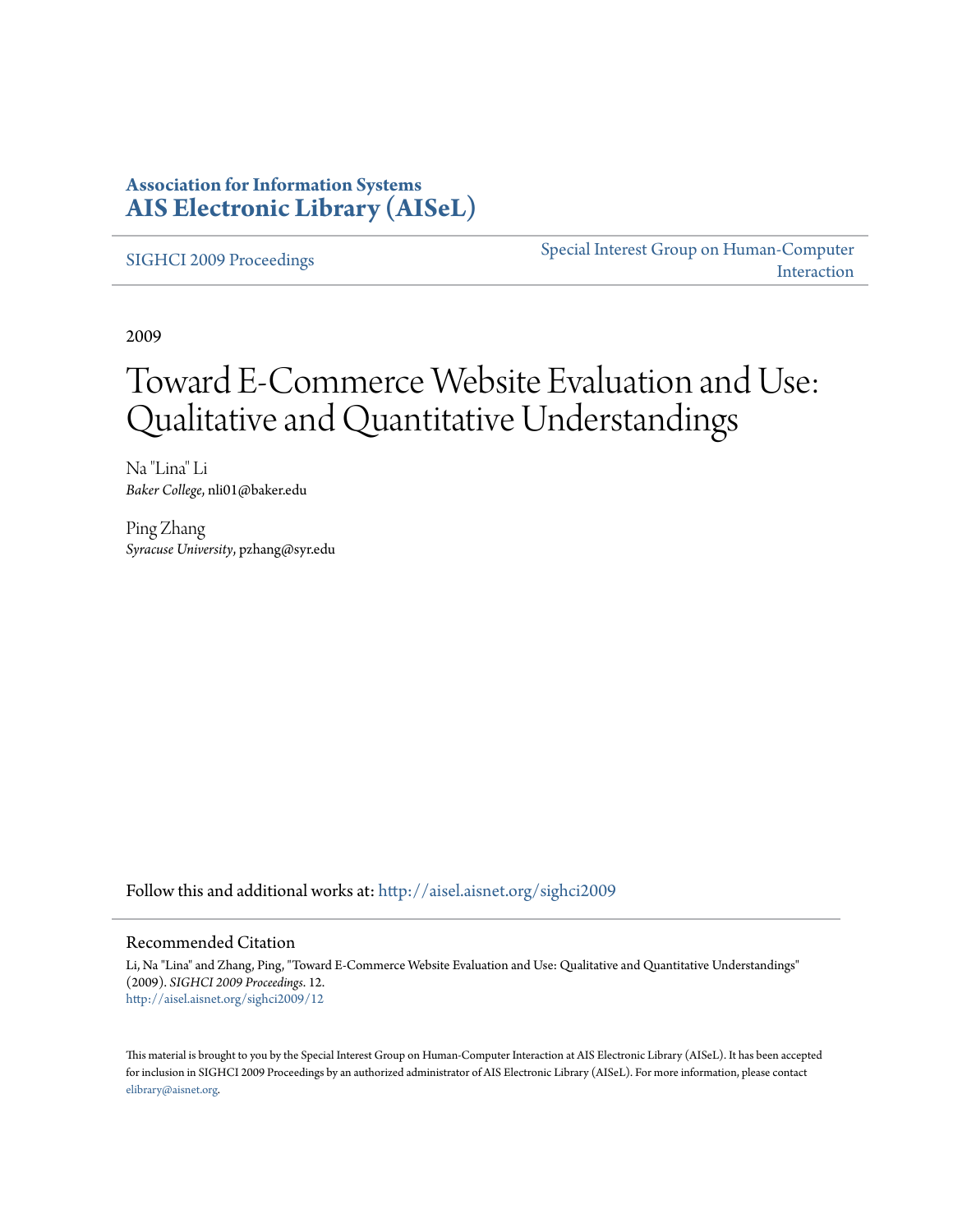**Association for Information Systems**
**AIS Electronic Library (AISeL)**

SIGHCI 2009 Proceedings | Special Interest Group on Human-Computer Interaction

2009

# Toward E-Commerce Website Evaluation and Use: Qualitative and Quantitative Understandings

Na "Lina" Li
*Baker College*, nli01@baker.edu

Ping Zhang
*Syracuse University*, pzhang@syr.edu

Follow this and additional works at: http://aisel.aisnet.org/sighci2009

## Recommended Citation

Li, Na "Lina" and Zhang, Ping, "Toward E-Commerce Website Evaluation and Use: Qualitative and Quantitative Understandings" (2009). *SIGHCI 2009 Proceedings*. 12.
http://aisel.aisnet.org/sighci2009/12

This material is brought to you by the Special Interest Group on Human-Computer Interaction at AIS Electronic Library (AISeL). It has been accepted for inclusion in SIGHCI 2009 Proceedings by an authorized administrator of AIS Electronic Library (AISeL). For more information, please contact elibrary@aisnet.org.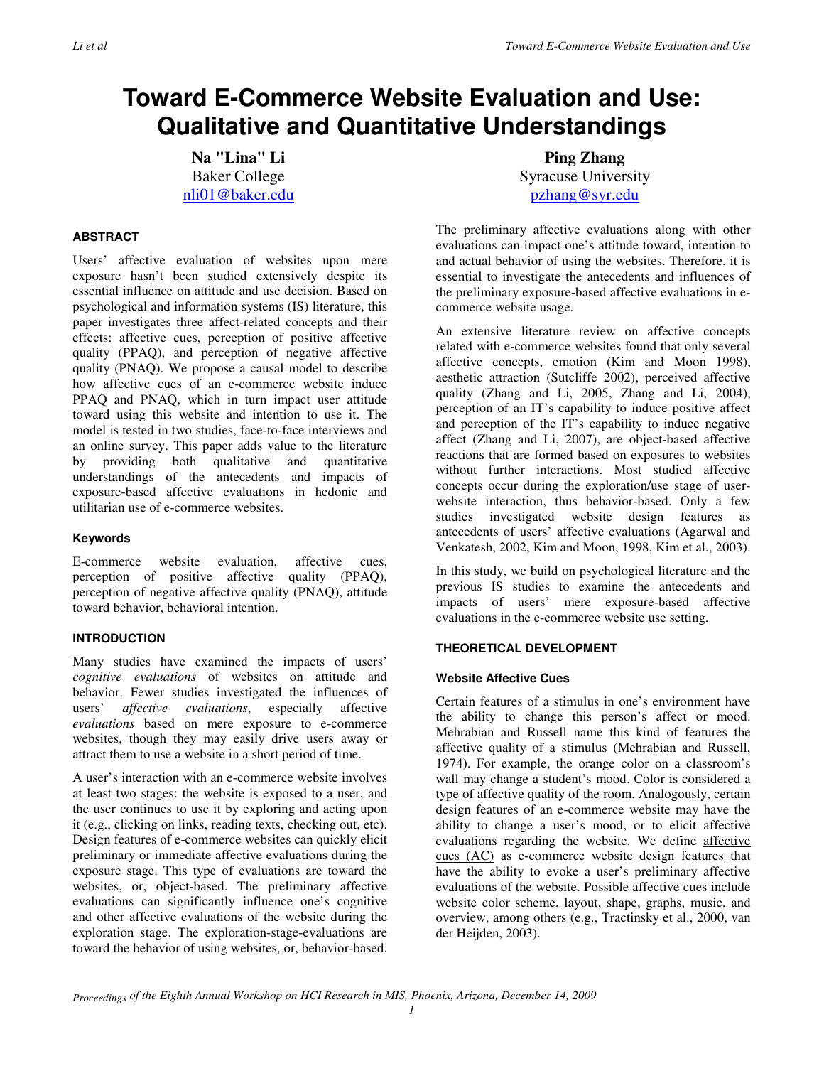# Toward E-Commerce Website Evaluation and Use: Qualitative and Quantitative Understandings

**Na "Lina" Li**
Baker College
nli01@baker.edu

**Ping Zhang**
Syracuse University
pzhang@syr.edu

### ABSTRACT

Users' affective evaluation of websites upon mere exposure hasn't been studied extensively despite its essential influence on attitude and use decision. Based on psychological and information systems (IS) literature, this paper investigates three affect-related concepts and their effects: affective cues, perception of positive affective quality (PPAQ), and perception of negative affective quality (PNAQ). We propose a causal model to describe how affective cues of an e-commerce website induce PPAQ and PNAQ, which in turn impact user attitude toward using this website and intention to use it. The model is tested in two studies, face-to-face interviews and an online survey. This paper adds value to the literature by providing both qualitative and quantitative understandings of the antecedents and impacts of exposure-based affective evaluations in hedonic and utilitarian use of e-commerce websites.

### Keywords

E-commerce website evaluation, affective cues, perception of positive affective quality (PPAQ), perception of negative affective quality (PNAQ), attitude toward behavior, behavioral intention.

### INTRODUCTION

Many studies have examined the impacts of users' *cognitive evaluations* of websites on attitude and behavior. Fewer studies investigated the influences of users' *affective evaluations*, especially affective *evaluations* based on mere exposure to e-commerce websites, though they may easily drive users away or attract them to use a website in a short period of time.

A user's interaction with an e-commerce website involves at least two stages: the website is exposed to a user, and the user continues to use it by exploring and acting upon it (e.g., clicking on links, reading texts, checking out, etc). Design features of e-commerce websites can quickly elicit preliminary or immediate affective evaluations during the exposure stage. This type of evaluations are toward the websites, or, object-based. The preliminary affective evaluations can significantly influence one's cognitive and other affective evaluations of the website during the exploration stage. The exploration-stage-evaluations are toward the behavior of using websites, or, behavior-based. The preliminary affective evaluations along with other evaluations can impact one's attitude toward, intention to and actual behavior of using the websites. Therefore, it is essential to investigate the antecedents and influences of the preliminary exposure-based affective evaluations in e-commerce website usage.

An extensive literature review on affective concepts related with e-commerce websites found that only several affective concepts, emotion (Kim and Moon 1998), aesthetic attraction (Sutcliffe 2002), perceived affective quality (Zhang and Li, 2005, Zhang and Li, 2004), perception of an IT's capability to induce positive affect and perception of the IT's capability to induce negative affect (Zhang and Li, 2007), are object-based affective reactions that are formed based on exposures to websites without further interactions. Most studied affective concepts occur during the exploration/use stage of user-website interaction, thus behavior-based. Only a few studies investigated website design features as antecedents of users' affective evaluations (Agarwal and Venkatesh, 2002, Kim and Moon, 1998, Kim et al., 2003).

In this study, we build on psychological literature and the previous IS studies to examine the antecedents and impacts of users' mere exposure-based affective evaluations in the e-commerce website use setting.

### THEORETICAL DEVELOPMENT

#### Website Affective Cues

Certain features of a stimulus in one's environment have the ability to change this person's affect or mood. Mehrabian and Russell name this kind of features the affective quality of a stimulus (Mehrabian and Russell, 1974). For example, the orange color on a classroom's wall may change a student's mood. Color is considered a type of affective quality of the room. Analogously, certain design features of an e-commerce website may have the ability to change a user's mood, or to elicit affective evaluations regarding the website. We define affective cues (AC) as e-commerce website design features that have the ability to evoke a user's preliminary affective evaluations of the website. Possible affective cues include website color scheme, layout, shape, graphs, music, and overview, among others (e.g., Tractinsky et al., 2000, van der Heijden, 2003).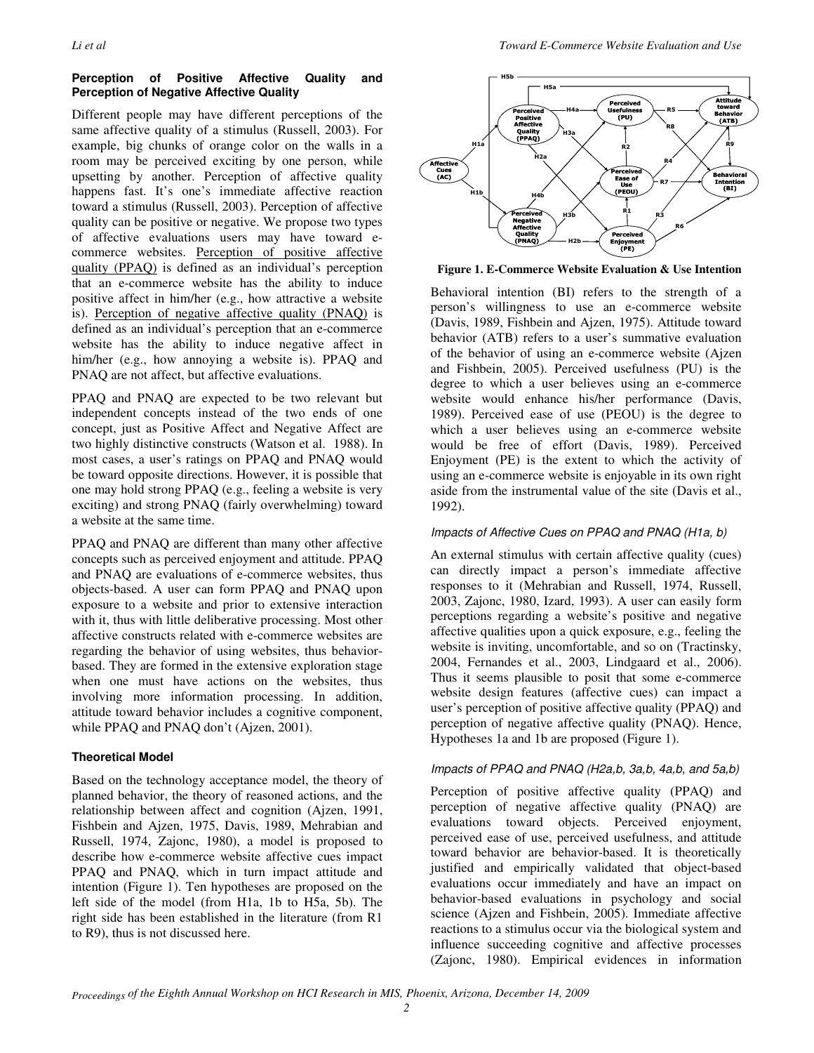**Perception of Positive Affective Quality and Perception of Negative Affective Quality**

Different people may have different perceptions of the same affective quality of a stimulus (Russell, 2003). For example, big chunks of orange color on the walls in a room may be perceived exciting by one person, while upsetting by another. Perception of affective quality happens fast. It's one's immediate affective reaction toward a stimulus (Russell, 2003). Perception of affective quality can be positive or negative. We propose two types of affective evaluations users may have toward e-commerce websites. Perception of positive affective quality (PPAQ) is defined as an individual's perception that an e-commerce website has the ability to induce positive affect in him/her (e.g., how attractive a website is). Perception of negative affective quality (PNAQ) is defined as an individual's perception that an e-commerce website has the ability to induce negative affect in him/her (e.g., how annoying a website is). PPAQ and PNAQ are not affect, but affective evaluations.

PPAQ and PNAQ are expected to be two relevant but independent concepts instead of the two ends of one concept, just as Positive Affect and Negative Affect are two highly distinctive constructs (Watson et al. 1988). In most cases, a user's ratings on PPAQ and PNAQ would be toward opposite directions. However, it is possible that one may hold strong PPAQ (e.g., feeling a website is very exciting) and strong PNAQ (fairly overwhelming) toward a website at the same time.

PPAQ and PNAQ are different than many other affective concepts such as perceived enjoyment and attitude. PPAQ and PNAQ are evaluations of e-commerce websites, thus objects-based. A user can form PPAQ and PNAQ upon exposure to a website and prior to extensive interaction with it, thus with little deliberative processing. Most other affective constructs related with e-commerce websites are regarding the behavior of using websites, thus behavior-based. They are formed in the extensive exploration stage when one must have actions on the websites, thus involving more information processing. In addition, attitude toward behavior includes a cognitive component, while PPAQ and PNAQ don't (Ajzen, 2001).

**Theoretical Model**

Based on the technology acceptance model, the theory of planned behavior, the theory of reasoned actions, and the relationship between affect and cognition (Ajzen, 1991, Fishbein and Ajzen, 1975, Davis, 1989, Mehrabian and Russell, 1974, Zajonc, 1980), a model is proposed to describe how e-commerce website affective cues impact PPAQ and PNAQ, which in turn impact attitude and intention (Figure 1). Ten hypotheses are proposed on the left side of the model (from H1a, 1b to H5a, 5b). The right side has been established in the literature (from R1 to R9), thus is not discussed here.

**Figure 1. E-Commerce Website Evaluation & Use Intention**

Behavioral intention (BI) refers to the strength of a person's willingness to use an e-commerce website (Davis, 1989, Fishbein and Ajzen, 1975). Attitude toward behavior (ATB) refers to a user's summative evaluation of the behavior of using an e-commerce website (Ajzen and Fishbein, 2005). Perceived usefulness (PU) is the degree to which a user believes using an e-commerce website would enhance his/her performance (Davis, 1989). Perceived ease of use (PEOU) is the degree to which a user believes using an e-commerce website would be free of effort (Davis, 1989). Perceived Enjoyment (PE) is the extent to which the activity of using an e-commerce website is enjoyable in its own right aside from the instrumental value of the site (Davis et al., 1992).

*Impacts of Affective Cues on PPAQ and PNAQ (H1a, b)*

An external stimulus with certain affective quality (cues) can directly impact a person's immediate affective responses to it (Mehrabian and Russell, 1974, Russell, 2003, Zajonc, 1980, Izard, 1993). A user can easily form perceptions regarding a website's positive and negative affective qualities upon a quick exposure, e.g., feeling the website is inviting, uncomfortable, and so on (Tractinsky, 2004, Fernandes et al., 2003, Lindgaard et al., 2006). Thus it seems plausible to posit that some e-commerce website design features (affective cues) can impact a user's perception of positive affective quality (PPAQ) and perception of negative affective quality (PNAQ). Hence, Hypotheses 1a and 1b are proposed (Figure 1).

*Impacts of PPAQ and PNAQ (H2a,b, 3a,b, 4a,b, and 5a,b)*

Perception of positive affective quality (PPAQ) and perception of negative affective quality (PNAQ) are evaluations toward objects. Perceived enjoyment, perceived ease of use, perceived usefulness, and attitude toward behavior are behavior-based. It is theoretically justified and empirically validated that object-based evaluations occur immediately and have an impact on behavior-based evaluations in psychology and social science (Ajzen and Fishbein, 2005). Immediate affective reactions to a stimulus occur via the biological system and influence succeeding cognitive and affective processes (Zajonc, 1980). Empirical evidences in information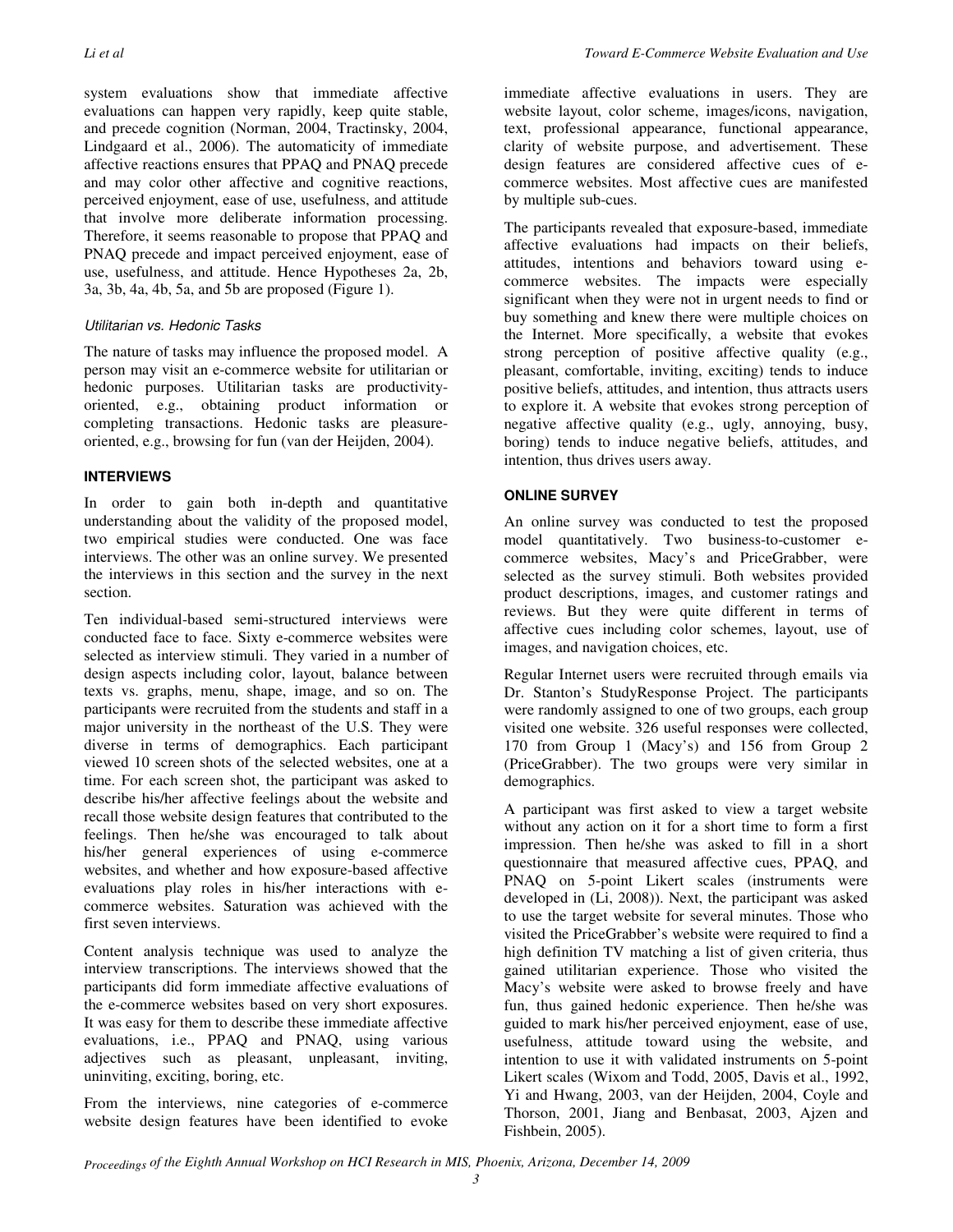system evaluations show that immediate affective evaluations can happen very rapidly, keep quite stable, and precede cognition (Norman, 2004, Tractinsky, 2004, Lindgaard et al., 2006). The automaticity of immediate affective reactions ensures that PPAQ and PNAQ precede and may color other affective and cognitive reactions, perceived enjoyment, ease of use, usefulness, and attitude that involve more deliberate information processing. Therefore, it seems reasonable to propose that PPAQ and PNAQ precede and impact perceived enjoyment, ease of use, usefulness, and attitude. Hence Hypotheses 2a, 2b, 3a, 3b, 4a, 4b, 5a, and 5b are proposed (Figure 1).

### *Utilitarian vs. Hedonic Tasks*

The nature of tasks may influence the proposed model. A person may visit an e-commerce website for utilitarian or hedonic purposes. Utilitarian tasks are productivity-oriented, e.g., obtaining product information or completing transactions. Hedonic tasks are pleasure-oriented, e.g., browsing for fun (van der Heijden, 2004).

## INTERVIEWS

In order to gain both in-depth and quantitative understanding about the validity of the proposed model, two empirical studies were conducted. One was face interviews. The other was an online survey. We presented the interviews in this section and the survey in the next section.

Ten individual-based semi-structured interviews were conducted face to face. Sixty e-commerce websites were selected as interview stimuli. They varied in a number of design aspects including color, layout, balance between texts vs. graphs, menu, shape, image, and so on. The participants were recruited from the students and staff in a major university in the northeast of the U.S. They were diverse in terms of demographics. Each participant viewed 10 screen shots of the selected websites, one at a time. For each screen shot, the participant was asked to describe his/her affective feelings about the website and recall those website design features that contributed to the feelings. Then he/she was encouraged to talk about his/her general experiences of using e-commerce websites, and whether and how exposure-based affective evaluations play roles in his/her interactions with e-commerce websites. Saturation was achieved with the first seven interviews.

Content analysis technique was used to analyze the interview transcriptions. The interviews showed that the participants did form immediate affective evaluations of the e-commerce websites based on very short exposures. It was easy for them to describe these immediate affective evaluations, i.e., PPAQ and PNAQ, using various adjectives such as pleasant, unpleasant, inviting, uninviting, exciting, boring, etc.

From the interviews, nine categories of e-commerce website design features have been identified to evoke immediate affective evaluations in users. They are website layout, color scheme, images/icons, navigation, text, professional appearance, functional appearance, clarity of website purpose, and advertisement. These design features are considered affective cues of e-commerce websites. Most affective cues are manifested by multiple sub-cues.

The participants revealed that exposure-based, immediate affective evaluations had impacts on their beliefs, attitudes, intentions and behaviors toward using e-commerce websites. The impacts were especially significant when they were not in urgent needs to find or buy something and knew there were multiple choices on the Internet. More specifically, a website that evokes strong perception of positive affective quality (e.g., pleasant, comfortable, inviting, exciting) tends to induce positive beliefs, attitudes, and intention, thus attracts users to explore it. A website that evokes strong perception of negative affective quality (e.g., ugly, annoying, busy, boring) tends to induce negative beliefs, attitudes, and intention, thus drives users away.

## ONLINE SURVEY

An online survey was conducted to test the proposed model quantitatively. Two business-to-customer e-commerce websites, Macy's and PriceGrabber, were selected as the survey stimuli. Both websites provided product descriptions, images, and customer ratings and reviews. But they were quite different in terms of affective cues including color schemes, layout, use of images, and navigation choices, etc.

Regular Internet users were recruited through emails via Dr. Stanton's StudyResponse Project. The participants were randomly assigned to one of two groups, each group visited one website. 326 useful responses were collected, 170 from Group 1 (Macy's) and 156 from Group 2 (PriceGrabber). The two groups were very similar in demographics.

A participant was first asked to view a target website without any action on it for a short time to form a first impression. Then he/she was asked to fill in a short questionnaire that measured affective cues, PPAQ, and PNAQ on 5-point Likert scales (instruments were developed in (Li, 2008)). Next, the participant was asked to use the target website for several minutes. Those who visited the PriceGrabber's website were required to find a high definition TV matching a list of given criteria, thus gained utilitarian experience. Those who visited the Macy's website were asked to browse freely and have fun, thus gained hedonic experience. Then he/she was guided to mark his/her perceived enjoyment, ease of use, usefulness, attitude toward using the website, and intention to use it with validated instruments on 5-point Likert scales (Wixom and Todd, 2005, Davis et al., 1992, Yi and Hwang, 2003, van der Heijden, 2004, Coyle and Thorson, 2001, Jiang and Benbasat, 2003, Ajzen and Fishbein, 2005).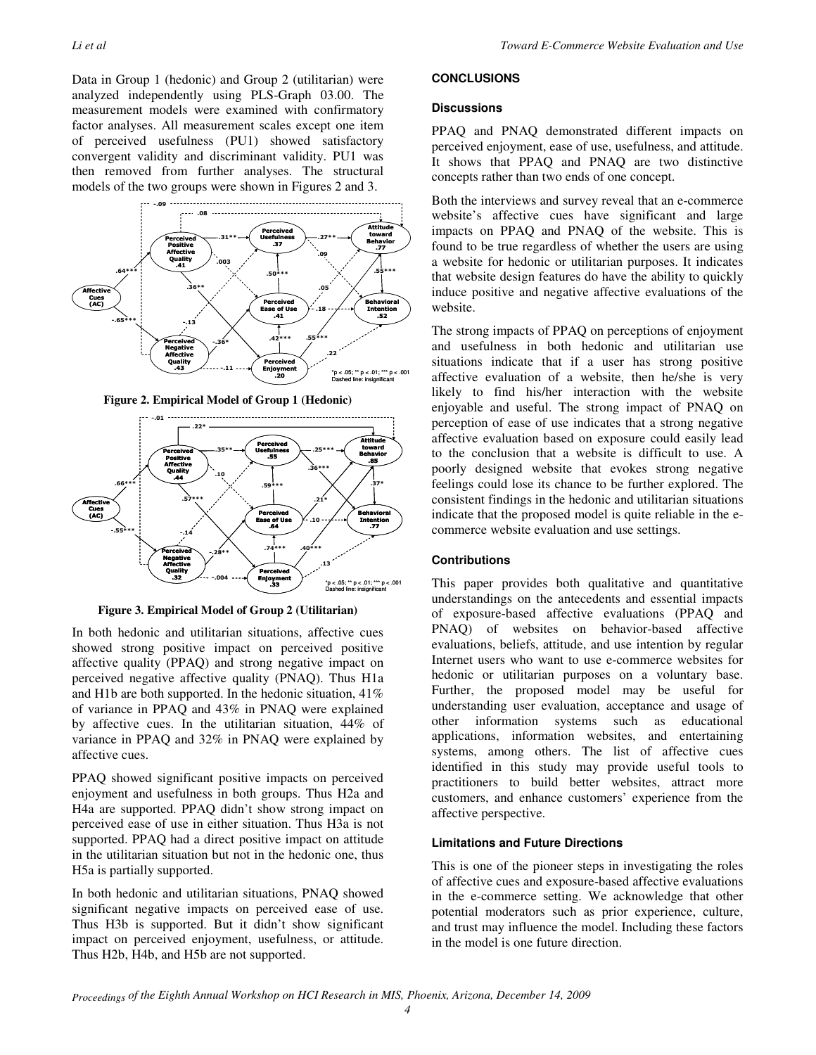Data in Group 1 (hedonic) and Group 2 (utilitarian) were analyzed independently using PLS-Graph 03.00. The measurement models were examined with confirmatory factor analyses. All measurement scales except one item of perceived usefulness (PU1) showed satisfactory convergent validity and discriminant validity. PU1 was then removed from further analyses. The structural models of the two groups were shown in Figures 2 and 3.

**Figure 2. Empirical Model of Group 1 (Hedonic)**

**Figure 3. Empirical Model of Group 2 (Utilitarian)**

In both hedonic and utilitarian situations, affective cues showed strong positive impact on perceived positive affective quality (PPAQ) and strong negative impact on perceived negative affective quality (PNAQ). Thus H1a and H1b are both supported. In the hedonic situation, 41% of variance in PPAQ and 43% in PNAQ were explained by affective cues. In the utilitarian situation, 44% of variance in PPAQ and 32% in PNAQ were explained by affective cues.

PPAQ showed significant positive impacts on perceived enjoyment and usefulness in both groups. Thus H2a and H4a are supported. PPAQ didn't show strong impact on perceived ease of use in either situation. Thus H3a is not supported. PPAQ had a direct positive impact on attitude in the utilitarian situation but not in the hedonic one, thus H5a is partially supported.

In both hedonic and utilitarian situations, PNAQ showed significant negative impacts on perceived ease of use. Thus H3b is supported. But it didn't show significant impact on perceived enjoyment, usefulness, or attitude. Thus H2b, H4b, and H5b are not supported.

## CONCLUSIONS

### Discussions

PPAQ and PNAQ demonstrated different impacts on perceived enjoyment, ease of use, usefulness, and attitude. It shows that PPAQ and PNAQ are two distinctive concepts rather than two ends of one concept.

Both the interviews and survey reveal that an e-commerce website's affective cues have significant and large impacts on PPAQ and PNAQ of the website. This is found to be true regardless of whether the users are using a website for hedonic or utilitarian purposes. It indicates that website design features do have the ability to quickly induce positive and negative affective evaluations of the website.

The strong impacts of PPAQ on perceptions of enjoyment and usefulness in both hedonic and utilitarian use situations indicate that if a user has strong positive affective evaluation of a website, then he/she is very likely to find his/her interaction with the website enjoyable and useful. The strong impact of PNAQ on perception of ease of use indicates that a strong negative affective evaluation based on exposure could easily lead to the conclusion that a website is difficult to use. A poorly designed website that evokes strong negative feelings could lose its chance to be further explored. The consistent findings in the hedonic and utilitarian situations indicate that the proposed model is quite reliable in the e-commerce website evaluation and use settings.

### Contributions

This paper provides both qualitative and quantitative understandings on the antecedents and essential impacts of exposure-based affective evaluations (PPAQ and PNAQ) of websites on behavior-based affective evaluations, beliefs, attitude, and use intention by regular Internet users who want to use e-commerce websites for hedonic or utilitarian purposes on a voluntary base. Further, the proposed model may be useful for understanding user evaluation, acceptance and usage of other information systems such as educational applications, information websites, and entertaining systems, among others. The list of affective cues identified in this study may provide useful tools to practitioners to build better websites, attract more customers, and enhance customers' experience from the affective perspective.

### Limitations and Future Directions

This is one of the pioneer steps in investigating the roles of affective cues and exposure-based affective evaluations in the e-commerce setting. We acknowledge that other potential moderators such as prior experience, culture, and trust may influence the model. Including these factors in the model is one future direction.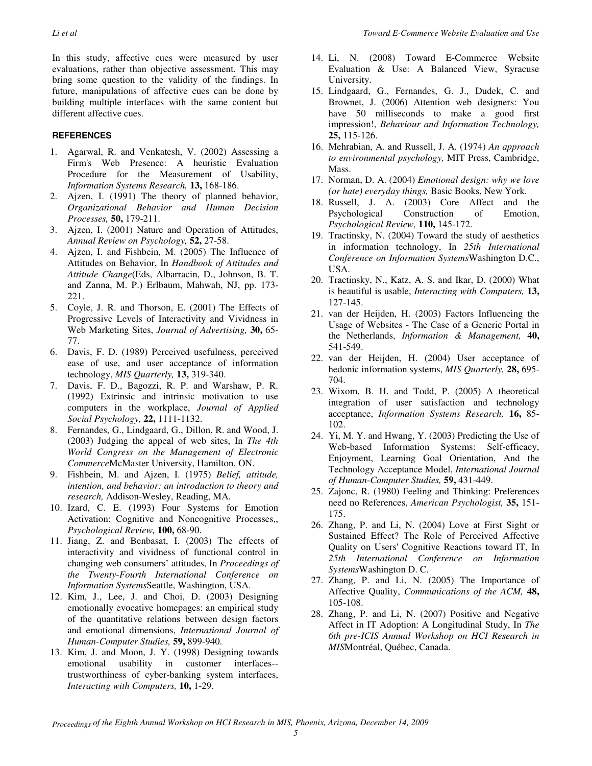In this study, affective cues were measured by user evaluations, rather than objective assessment. This may bring some question to the validity of the findings. In future, manipulations of affective cues can be done by building multiple interfaces with the same content but different affective cues.

## REFERENCES

1. Agarwal, R. and Venkatesh, V. (2002) Assessing a Firm's Web Presence: A heuristic Evaluation Procedure for the Measurement of Usability, *Information Systems Research,* **13,** 168-186.
2. Ajzen, I. (1991) The theory of planned behavior, *Organizational Behavior and Human Decision Processes,* **50,** 179-211.
3. Ajzen, I. (2001) Nature and Operation of Attitudes, *Annual Review on Psychology,* **52,** 27-58.
4. Ajzen, I. and Fishbein, M. (2005) The Influence of Attitudes on Behavior, In *Handbook of Attitudes and Attitude Change*(Eds, Albarracin, D., Johnson, B. T. and Zanna, M. P.) Erlbaum, Mahwah, NJ, pp. 173-221.
5. Coyle, J. R. and Thorson, E. (2001) The Effects of Progressive Levels of Interactivity and Vividness in Web Marketing Sites, *Journal of Advertising,* **30,** 65-77.
6. Davis, F. D. (1989) Perceived usefulness, perceived ease of use, and user acceptance of information technology, *MIS Quarterly,* **13,** 319-340.
7. Davis, F. D., Bagozzi, R. P. and Warshaw, P. R. (1992) Extrinsic and intrinsic motivation to use computers in the workplace, *Journal of Applied Social Psychology,* **22,** 1111-1132.
8. Fernandes, G., Lindgaard, G., Dillon, R. and Wood, J. (2003) Judging the appeal of web sites, In *The 4th World Congress on the Management of Electronic Commerce*McMaster University, Hamilton, ON.
9. Fishbein, M. and Ajzen, I. (1975) *Belief, attitude, intention, and behavior: an introduction to theory and research,* Addison-Wesley, Reading, MA.
10. Izard, C. E. (1993) Four Systems for Emotion Activation: Cognitive and Noncognitive Processes,, *Psychological Review,* **100,** 68-90.
11. Jiang, Z. and Benbasat, I. (2003) The effects of interactivity and vividness of functional control in changing web consumers' attitudes, In *Proceedings of the Twenty-Fourth International Conference on Information Systems*Seattle, Washington, USA.
12. Kim, J., Lee, J. and Choi, D. (2003) Designing emotionally evocative homepages: an empirical study of the quantitative relations between design factors and emotional dimensions, *International Journal of Human-Computer Studies,* **59,** 899-940.
13. Kim, J. and Moon, J. Y. (1998) Designing towards emotional usability in customer interfaces--trustworthiness of cyber-banking system interfaces, *Interacting with Computers,* **10,** 1-29.
14. Li, N. (2008) Toward E-Commerce Website Evaluation & Use: A Balanced View, Syracuse University.
15. Lindgaard, G., Fernandes, G. J., Dudek, C. and Brownet, J. (2006) Attention web designers: You have 50 milliseconds to make a good first impression!, *Behaviour and Information Technology,* **25,** 115-126.
16. Mehrabian, A. and Russell, J. A. (1974) *An approach to environmental psychology,* MIT Press, Cambridge, Mass.
17. Norman, D. A. (2004) *Emotional design: why we love (or hate) everyday things,* Basic Books, New York.
18. Russell, J. A. (2003) Core Affect and the Psychological Construction of Emotion, *Psychological Review,* **110,** 145-172.
19. Tractinsky, N. (2004) Toward the study of aesthetics in information technology, In *25th International Conference on Information Systems*Washington D.C., USA.
20. Tractinsky, N., Katz, A. S. and Ikar, D. (2000) What is beautiful is usable, *Interacting with Computers,* **13,** 127-145.
21. van der Heijden, H. (2003) Factors Influencing the Usage of Websites - The Case of a Generic Portal in the Netherlands, *Information & Management,* **40,** 541-549.
22. van der Heijden, H. (2004) User acceptance of hedonic information systems, *MIS Quarterly,* **28,** 695-704.
23. Wixom, B. H. and Todd, P. (2005) A theoretical integration of user satisfaction and technology acceptance, *Information Systems Research,* **16,** 85-102.
24. Yi, M. Y. and Hwang, Y. (2003) Predicting the Use of Web-based Information Systems: Self-efficacy, Enjoyment, Learning Goal Orientation, And the Technology Acceptance Model, *International Journal of Human-Computer Studies,* **59,** 431-449.
25. Zajonc, R. (1980) Feeling and Thinking: Preferences need no References, *American Psychologist,* **35,** 151-175.
26. Zhang, P. and Li, N. (2004) Love at First Sight or Sustained Effect? The Role of Perceived Affective Quality on Users' Cognitive Reactions toward IT, In *25th International Conference on Information Systems*Washington D. C.
27. Zhang, P. and Li, N. (2005) The Importance of Affective Quality, *Communications of the ACM,* **48,** 105-108.
28. Zhang, P. and Li, N. (2007) Positive and Negative Affect in IT Adoption: A Longitudinal Study, In *The 6th pre-ICIS Annual Workshop on HCI Research in MIS*Montréal, Québec, Canada.